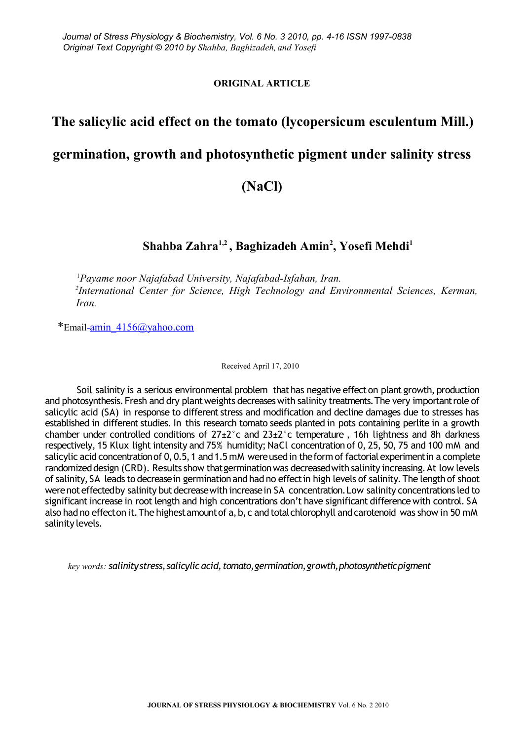**ORIGINAL ARTICLE**

# The salicylic acid effect on the tomato (lycopersicum esculentum Mill.) germination, growth and photosynthetic pigment under salinity stress (NaCl)

## Shahba Zahra[1,2], Baghizadeh Amin[2], Yosefi Mehdi[1]

[1]*Payame noor Najafabad University, Najafabad-Isfahan, Iran.*
[2]*International Center for Science, High Technology and Environmental Sciences, Kerman, Iran.*

*Email-amin_4156@yahoo.com

Received April 17, 2010

Soil salinity is a serious environmental problem that has negative effect on plant growth, production and photosynthesis. Fresh and dry plant weights decreases with salinity treatments. The very important role of salicylic acid (SA) in response to different stress and modification and decline damages due to stresses has established in different studies. In this research tomato seeds planted in pots containing perlite in a growth chamber under controlled conditions of 27±2˚c and 23±2˚c temperature, 16h lightness and 8h darkness respectively, 15 Klux light intensity and 75% humidity; NaCl concentration of 0, 25, 50, 75 and 100 mM and salicylic acid concentration of 0, 0.5, 1 and 1.5 mM were used in the form of factorial experiment in a complete randomized design (CRD). Results show that germination was decreased with salinity increasing. At low levels of salinity, SA leads to decrease in germination and had no effect in high levels of salinity. The length of shoot were not effected by salinity but decrease with increase in SA concentration. Low salinity concentrations led to significant increase in root length and high concentrations don't have significant difference with control. SA also had no effect on it. The highest amount of a, b, c and total chlorophyll and carotenoid was show in 50 mM salinity levels.

*key words: salinity stress, salicylic acid, tomato, germination, growth, photosynthetic pigment*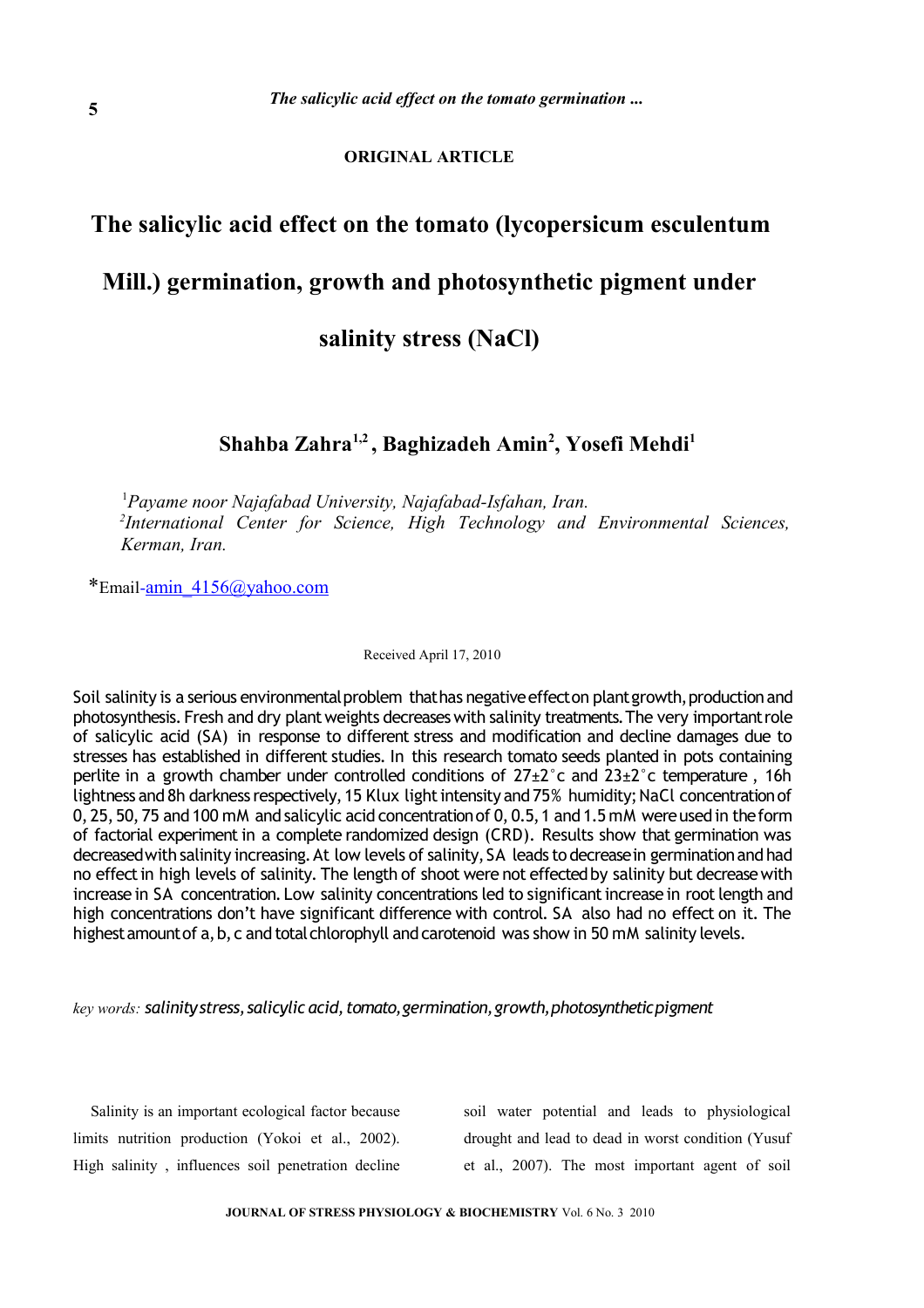**ORIGINAL ARTICLE**

# The salicylic acid effect on the tomato (lycopersicum esculentum Mill.) germination, growth and photosynthetic pigment under salinity stress (NaCl)

## Shahba Zahra[1,2], Baghizadeh Amin[2], Yosefi Mehdi[1]

[1]*Payame noor Najafabad University, Najafabad-Isfahan, Iran.*
[2]*International Center for Science, High Technology and Environmental Sciences, Kerman, Iran.*

*Email-amin_4156@yahoo.com

Received April 17, 2010

Soil salinity is a serious environmental problem that has negative effect on plant growth, production and photosynthesis. Fresh and dry plant weights decreases with salinity treatments. The very important role of salicylic acid (SA) in response to different stress and modification and decline damages due to stresses has established in different studies. In this research tomato seeds planted in pots containing perlite in a growth chamber under controlled conditions of 27±2°c and 23±2°c temperature , 16h lightness and 8h darkness respectively, 15 Klux light intensity and 75% humidity; NaCl concentration of 0, 25, 50, 75 and 100 mM and salicylic acid concentration of 0, 0.5, 1 and 1.5 mM were used in the form of factorial experiment in a complete randomized design (CRD). Results show that germination was decreased with salinity increasing. At low levels of salinity, SA leads to decrease in germination and had no effect in high levels of salinity. The length of shoot were not effected by salinity but decrease with increase in SA concentration. Low salinity concentrations led to significant increase in root length and high concentrations don't have significant difference with control. SA also had no effect on it. The highest amount of a, b, c and total chlorophyll and carotenoid was show in 50 mM salinity levels.

*key words:* *salinity stress, salicylic acid, tomato, germination, growth, photosynthetic pigment*

Salinity is an important ecological factor because limits nutrition production (Yokoi et al., 2002). High salinity , influences soil penetration decline soil water potential and leads to physiological drought and lead to dead in worst condition (Yusuf et al., 2007). The most important agent of soil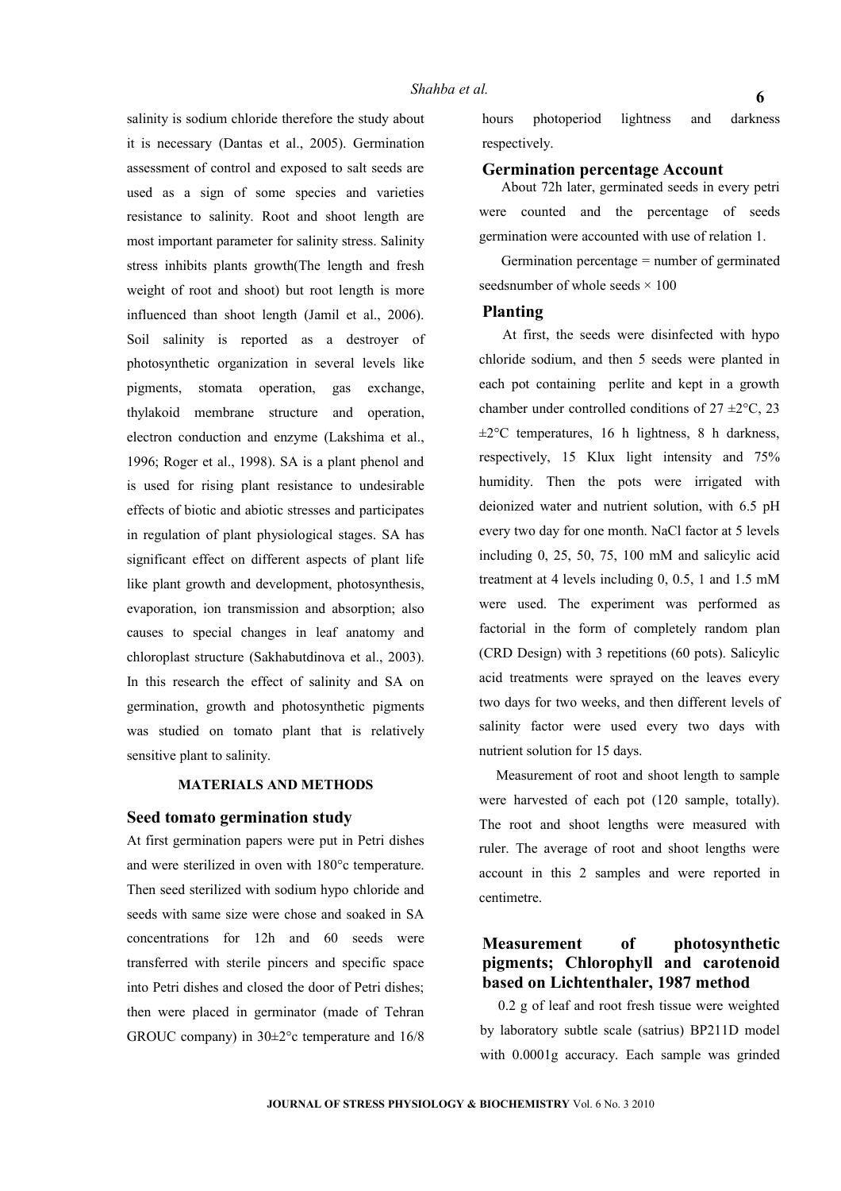salinity is sodium chloride therefore the study about it is necessary (Dantas et al., 2005). Germination assessment of control and exposed to salt seeds are used as a sign of some species and varieties resistance to salinity. Root and shoot length are most important parameter for salinity stress. Salinity stress inhibits plants growth(The length and fresh weight of root and shoot) but root length is more influenced than shoot length (Jamil et al., 2006). Soil salinity is reported as a destroyer of photosynthetic organization in several levels like pigments, stomata operation, gas exchange, thylakoid membrane structure and operation, electron conduction and enzyme (Lakshima et al., 1996; Roger et al., 1998). SA is a plant phenol and is used for rising plant resistance to undesirable effects of biotic and abiotic stresses and participates in regulation of plant physiological stages. SA has significant effect on different aspects of plant life like plant growth and development, photosynthesis, evaporation, ion transmission and absorption; also causes to special changes in leaf anatomy and chloroplast structure (Sakhabutdinova et al., 2003). In this research the effect of salinity and SA on germination, growth and photosynthetic pigments was studied on tomato plant that is relatively sensitive plant to salinity.

## MATERIALS AND METHODS

### Seed tomato germination study

At first germination papers were put in Petri dishes and were sterilized in oven with 180°c temperature. Then seed sterilized with sodium hypo chloride and seeds with same size were chose and soaked in SA concentrations for 12h and 60 seeds were transferred with sterile pincers and specific space into Petri dishes and closed the door of Petri dishes; then were placed in germinator (made of Tehran GROUC company) in 30±2°c temperature and 16/8 hours photoperiod lightness and darkness respectively.

### Germination percentage Account

About 72h later, germinated seeds in every petri were counted and the percentage of seeds germination were accounted with use of relation 1.

Germination percentage = number of germinated seedsnumber of whole seeds × 100

### Planting

At first, the seeds were disinfected with hypo chloride sodium, and then 5 seeds were planted in each pot containing perlite and kept in a growth chamber under controlled conditions of 27 ±2°C, 23 ±2°C temperatures, 16 h lightness, 8 h darkness, respectively, 15 Klux light intensity and 75% humidity. Then the pots were irrigated with deionized water and nutrient solution, with 6.5 pH every two day for one month. NaCl factor at 5 levels including 0, 25, 50, 75, 100 mM and salicylic acid treatment at 4 levels including 0, 0.5, 1 and 1.5 mM were used. The experiment was performed as factorial in the form of completely random plan (CRD Design) with 3 repetitions (60 pots). Salicylic acid treatments were sprayed on the leaves every two days for two weeks, and then different levels of salinity factor were used every two days with nutrient solution for 15 days.

Measurement of root and shoot length to sample were harvested of each pot (120 sample, totally). The root and shoot lengths were measured with ruler. The average of root and shoot lengths were account in this 2 samples and were reported in centimetre.

### Measurement of photosynthetic pigments; Chlorophyll and carotenoid based on Lichtenthaler, 1987 method

0.2 g of leaf and root fresh tissue were weighted by laboratory subtle scale (satrius) BP211D model with 0.0001g accuracy. Each sample was grinded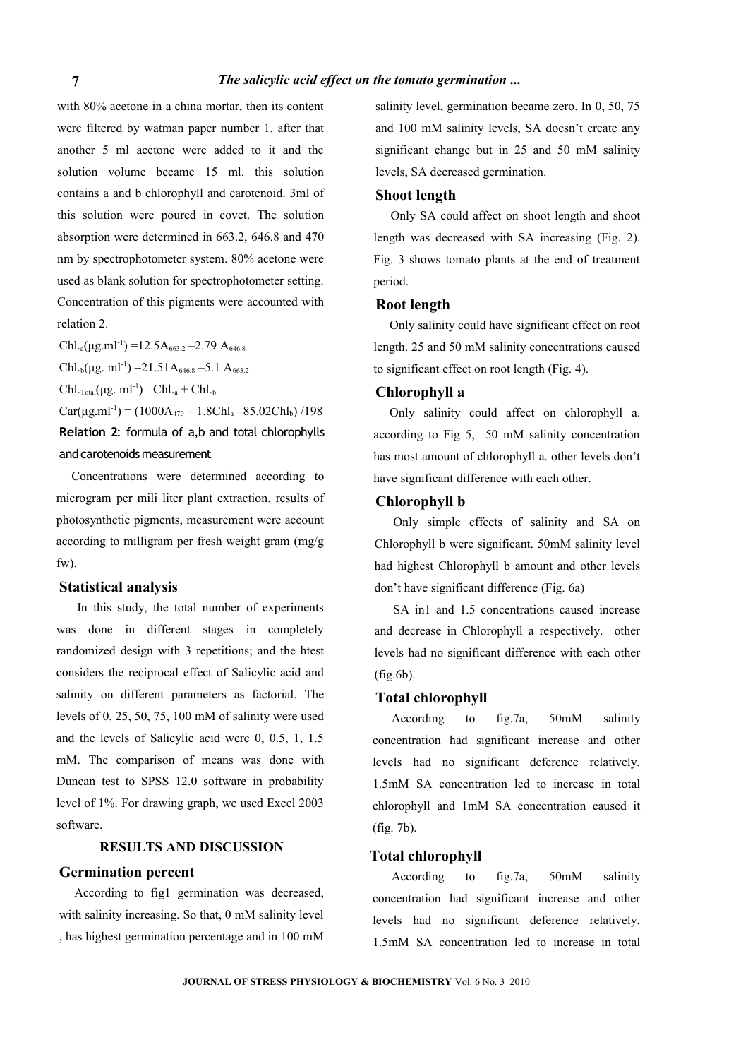with 80% acetone in a china mortar, then its content were filtered by watman paper number 1. after that another 5 ml acetone were added to it and the solution volume became 15 ml. this solution contains a and b chlorophyll and carotenoid. 3ml of this solution were poured in covet. The solution absorption were determined in 663.2, 646.8 and 470 nm by spectrophotometer system. 80% acetone were used as blank solution for spectrophotometer setting. Concentration of this pigments were accounted with relation 2.

$Chl._a(\mu g.ml^{-1}) = 12.5A_{663.2} - 2.79\ A_{646.8}$

$Chl._b(\mu g.\ ml^{-1}) = 21.51A_{646.8} - 5.1\ A_{663.2}$

$Chl._{Total}(\mu g.\ ml^{-1}) = Chl._a + Chl._b$

$Car(\mu g.ml^{-1}) = (1000A_{470} - 1.8Chl_a - 85.02Chl_b)\ /198$

**Relation 2:** formula of a,b and total chlorophylls and carotenoids measurement

Concentrations were determined according to microgram per mili liter plant extraction. results of photosynthetic pigments, measurement were account according to milligram per fresh weight gram (mg/g fw).

## Statistical analysis

In this study, the total number of experiments was done in different stages in completely randomized design with 3 repetitions; and the htest considers the reciprocal effect of Salicylic acid and salinity on different parameters as factorial. The levels of 0, 25, 50, 75, 100 mM of salinity were used and the levels of Salicylic acid were 0, 0.5, 1, 1.5 mM. The comparison of means was done with Duncan test to SPSS 12.0 software in probability level of 1%. For drawing graph, we used Excel 2003 software.

# RESULTS AND DISCUSSION

## Germination percent

According to fig1 germination was decreased, with salinity increasing. So that, 0 mM salinity level , has highest germination percentage and in 100 mM salinity level, germination became zero. In 0, 50, 75 and 100 mM salinity levels, SA doesn't create any significant change but in 25 and 50 mM salinity levels, SA decreased germination.

## Shoot length

Only SA could affect on shoot length and shoot length was decreased with SA increasing (Fig. 2). Fig. 3 shows tomato plants at the end of treatment period.

## Root length

Only salinity could have significant effect on root length. 25 and 50 mM salinity concentrations caused to significant effect on root length (Fig. 4).

## Chlorophyll a

Only salinity could affect on chlorophyll a. according to Fig 5, 50 mM salinity concentration has most amount of chlorophyll a. other levels don't have significant difference with each other.

## Chlorophyll b

Only simple effects of salinity and SA on Chlorophyll b were significant. 50mM salinity level had highest Chlorophyll b amount and other levels don't have significant difference (Fig. 6a)

SA in1 and 1.5 concentrations caused increase and decrease in Chlorophyll a respectively. other levels had no significant difference with each other (fig.6b).

## Total chlorophyll

According to fig.7a, 50mM salinity concentration had significant increase and other levels had no significant deference relatively. 1.5mM SA concentration led to increase in total chlorophyll and 1mM SA concentration caused it (fig. 7b).

## Total chlorophyll

According to fig.7a, 50mM salinity concentration had significant increase and other levels had no significant deference relatively. 1.5mM SA concentration led to increase in total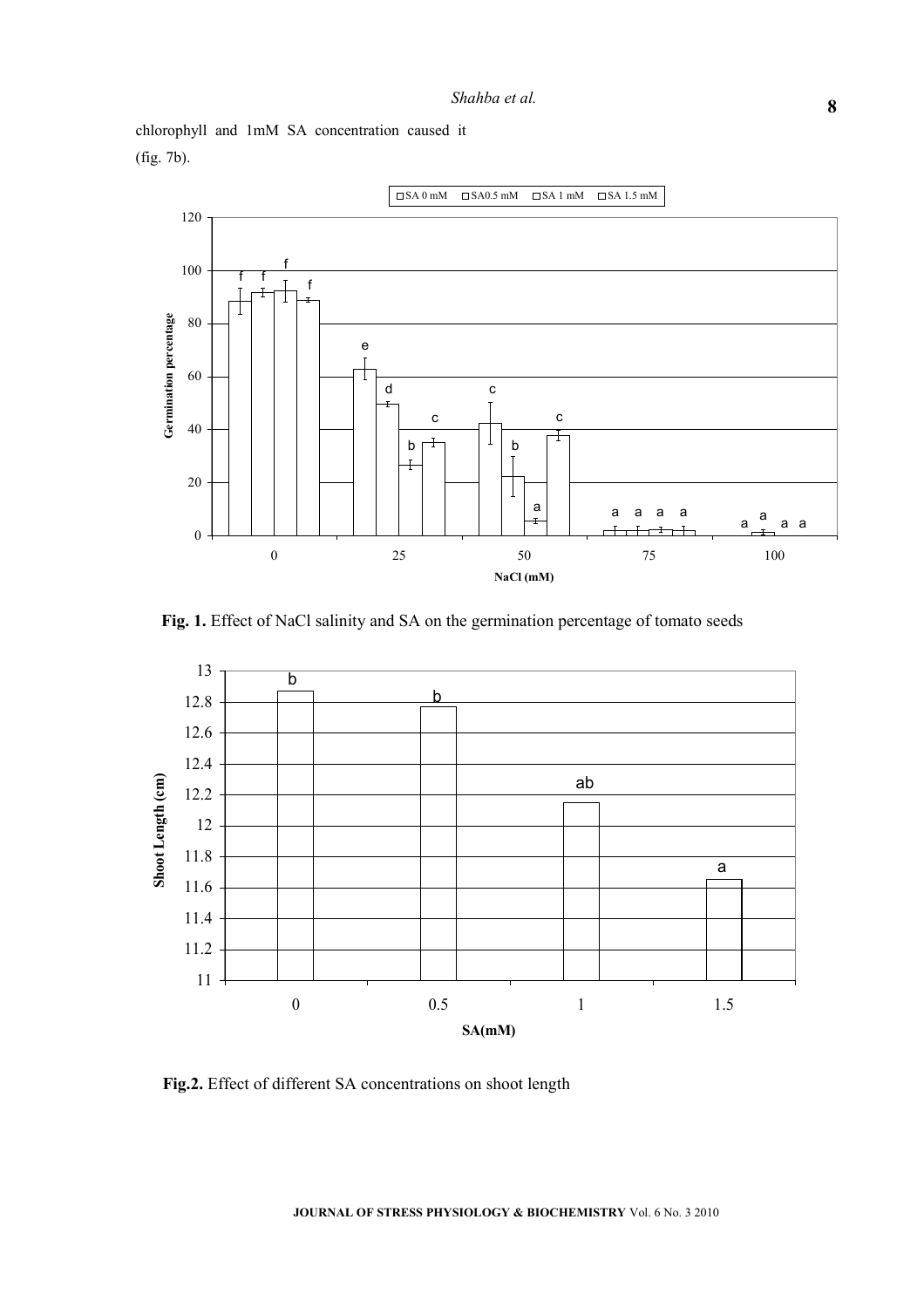chlorophyll and 1mM SA concentration caused it (fig. 7b).

**Fig. 1.** Effect of NaCl salinity and SA on the germination percentage of tomato seeds

**Fig.2.** Effect of different SA concentrations on shoot length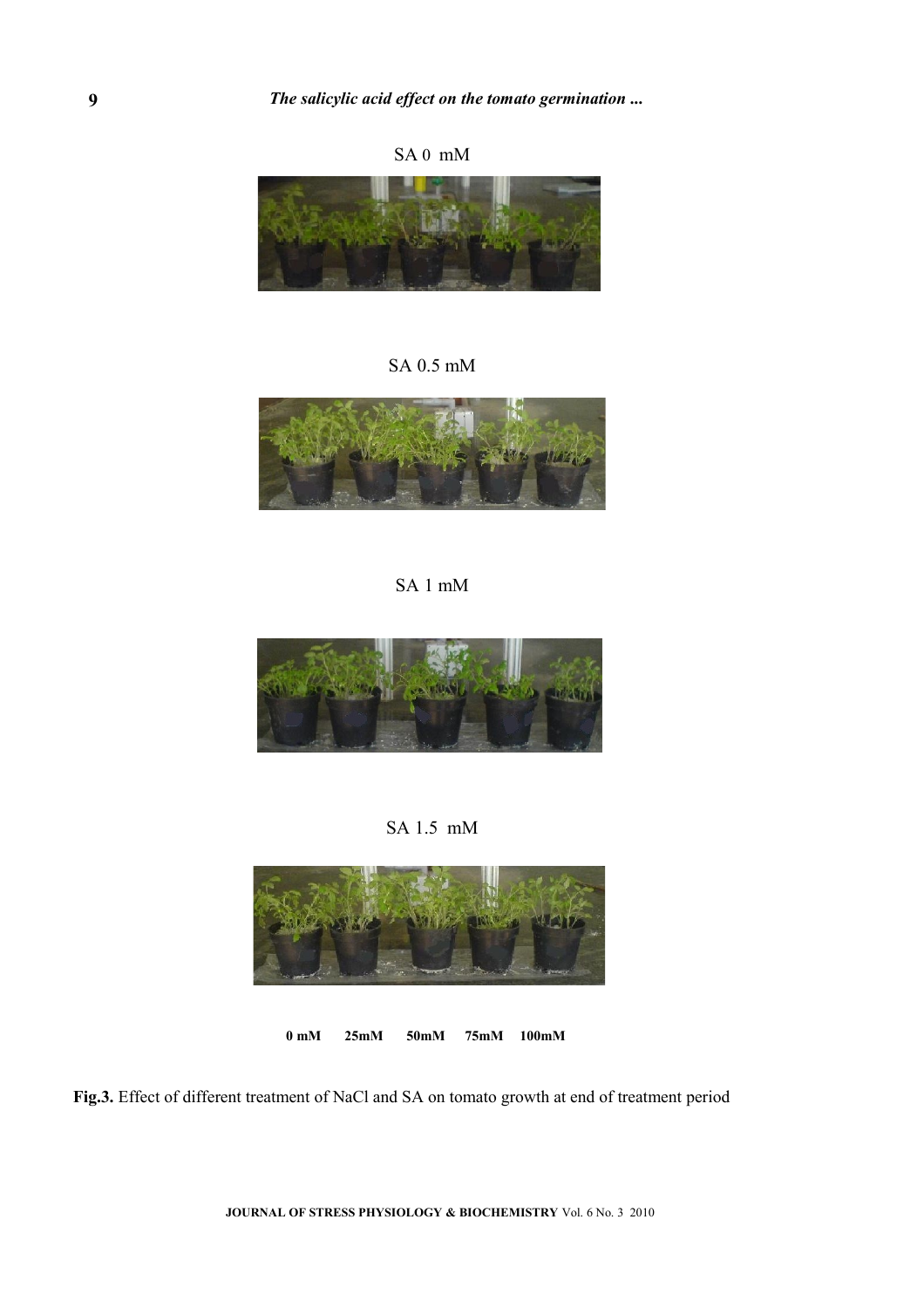SA 0 mM

SA 0.5 mM

SA 1 mM

SA 1.5 mM

**0 mM 25mM 50mM 75mM 100mM**

**Fig.3.** Effect of different treatment of NaCl and SA on tomato growth at end of treatment period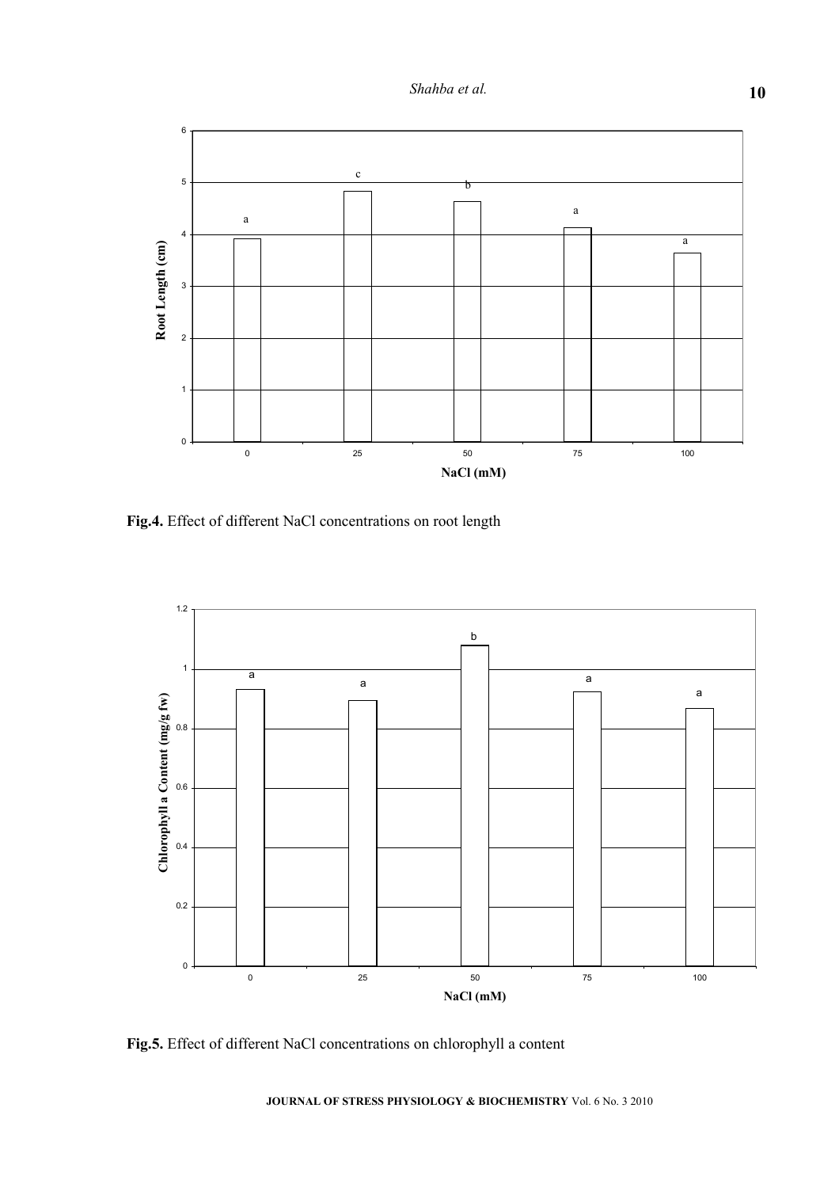**Fig.4.** Effect of different NaCl concentrations on root length

**Fig.5.** Effect of different NaCl concentrations on chlorophyll a content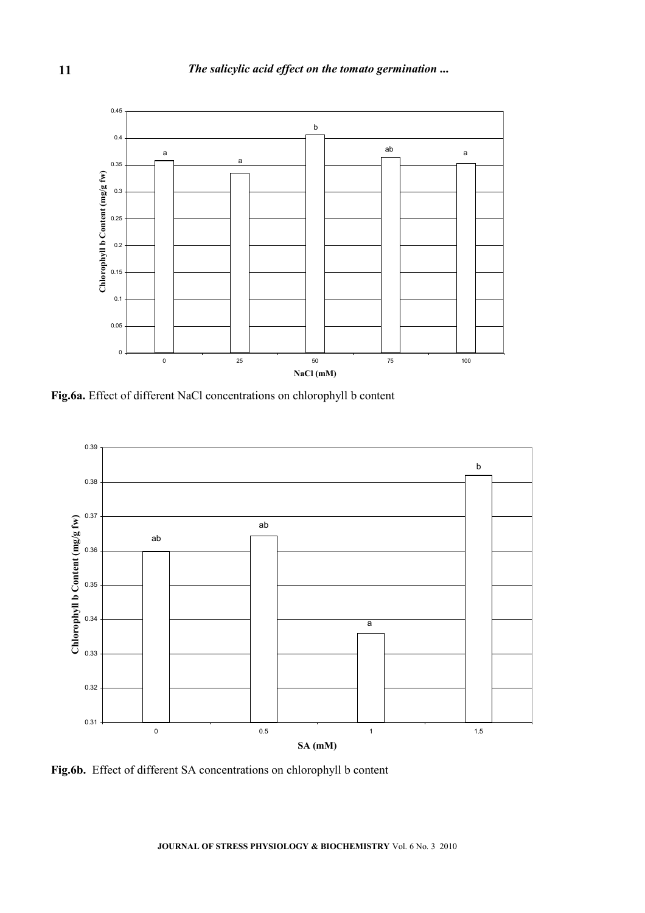**Fig.6a.** Effect of different NaCl concentrations on chlorophyll b content

**Fig.6b.** Effect of different SA concentrations on chlorophyll b content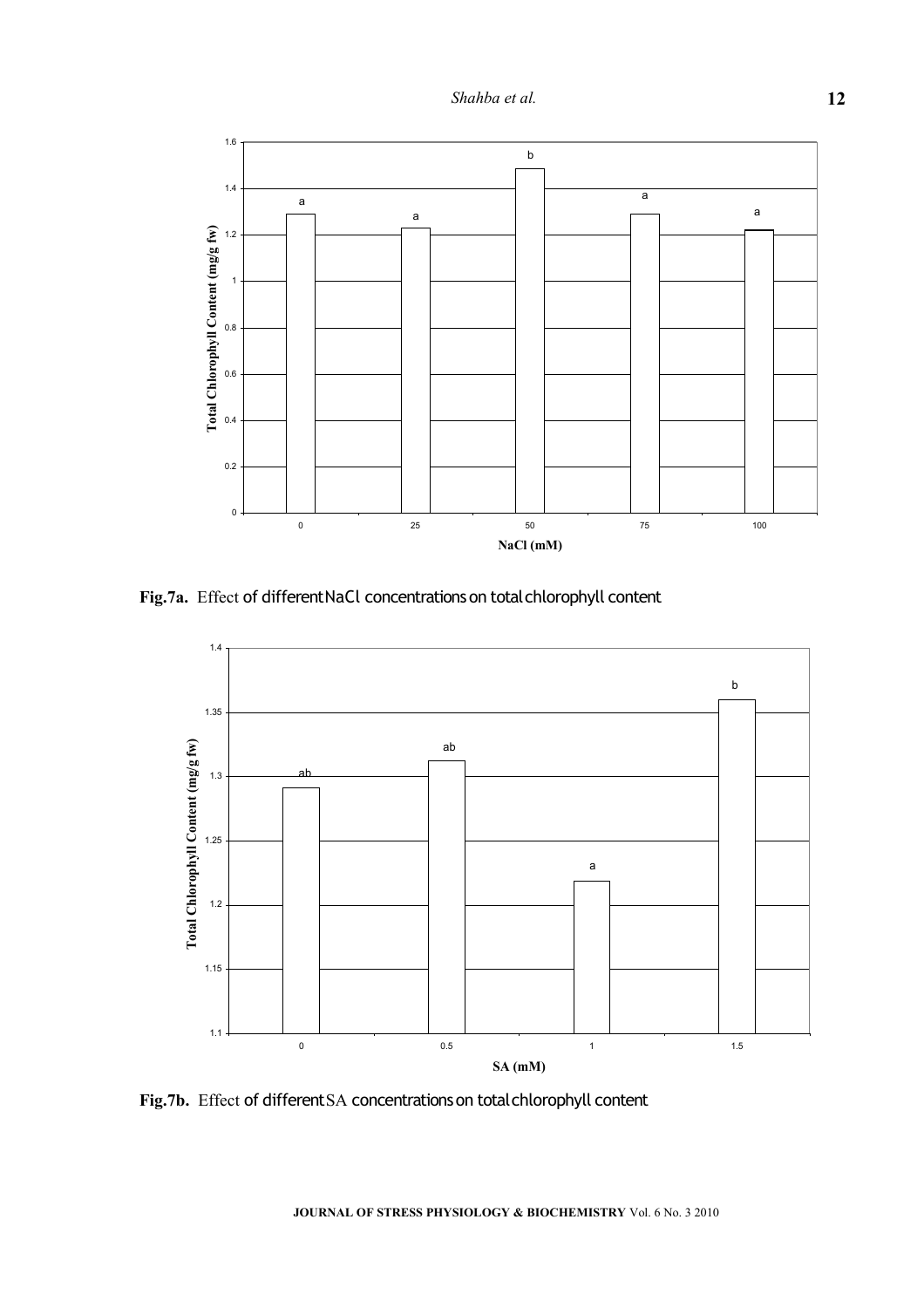**Fig.7a.** Effect of different NaCl concentrations on total chlorophyll content

**Fig.7b.** Effect of different SA concentrations on total chlorophyll content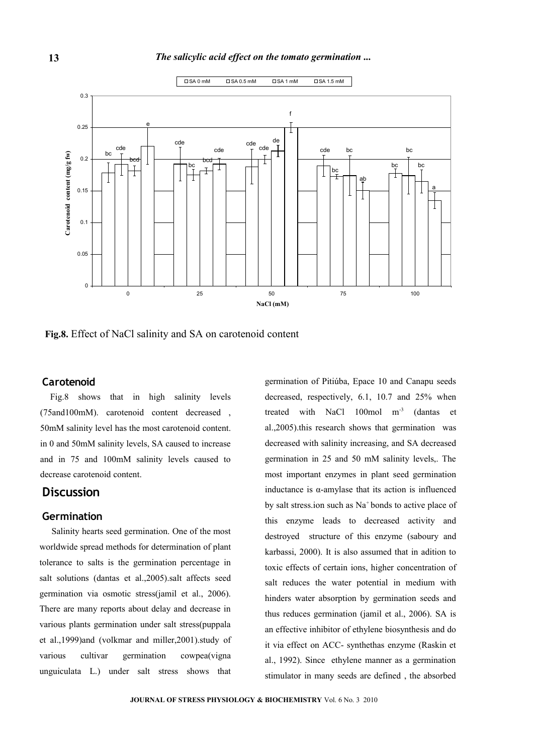Fig.8. Effect of NaCl salinity and SA on carotenoid content

### Carotenoid

Fig.8 shows that in high salinity levels (75and100mM). carotenoid content decreased , 50mM salinity level has the most carotenoid content. in 0 and 50mM salinity levels, SA caused to increase and in 75 and 100mM salinity levels caused to decrease carotenoid content.

## Discussion

### Germination

Salinity hearts seed germination. One of the most worldwide spread methods for determination of plant tolerance to salts is the germination percentage in salt solutions (dantas et al.,2005).salt affects seed germination via osmotic stress(jamil et al., 2006). There are many reports about delay and decrease in various plants germination under salt stress(puppala et al.,1999)and (volkmar and miller,2001).study of various cultivar germination cowpea(vigna unguiculata L.) under salt stress shows that germination of Pitiúba, Epace 10 and Canapu seeds decreased, respectively, 6.1, 10.7 and 25% when treated with NaCl 100mol $m^{-3}$ (dantas et al.,2005).this research shows that germination was decreased with salinity increasing, and SA decreased germination in 25 and 50 mM salinity levels,. The most important enzymes in plant seed germination inductance is α-amylase that its action is influenced by salt stress.ion such as $Na^{+}$ bonds to active place of this enzyme leads to decreased activity and destroyed structure of this enzyme (saboury and karbassi, 2000). It is also assumed that in adition to toxic effects of certain ions, higher concentration of salt reduces the water potential in medium with hinders water absorption by germination seeds and thus reduces germination (jamil et al., 2006). SA is an effective inhibitor of ethylene biosynthesis and do it via effect on ACC- synthethas enzyme (Raskin et al., 1992). Since ethylene manner as a germination stimulator in many seeds are defined , the absorbed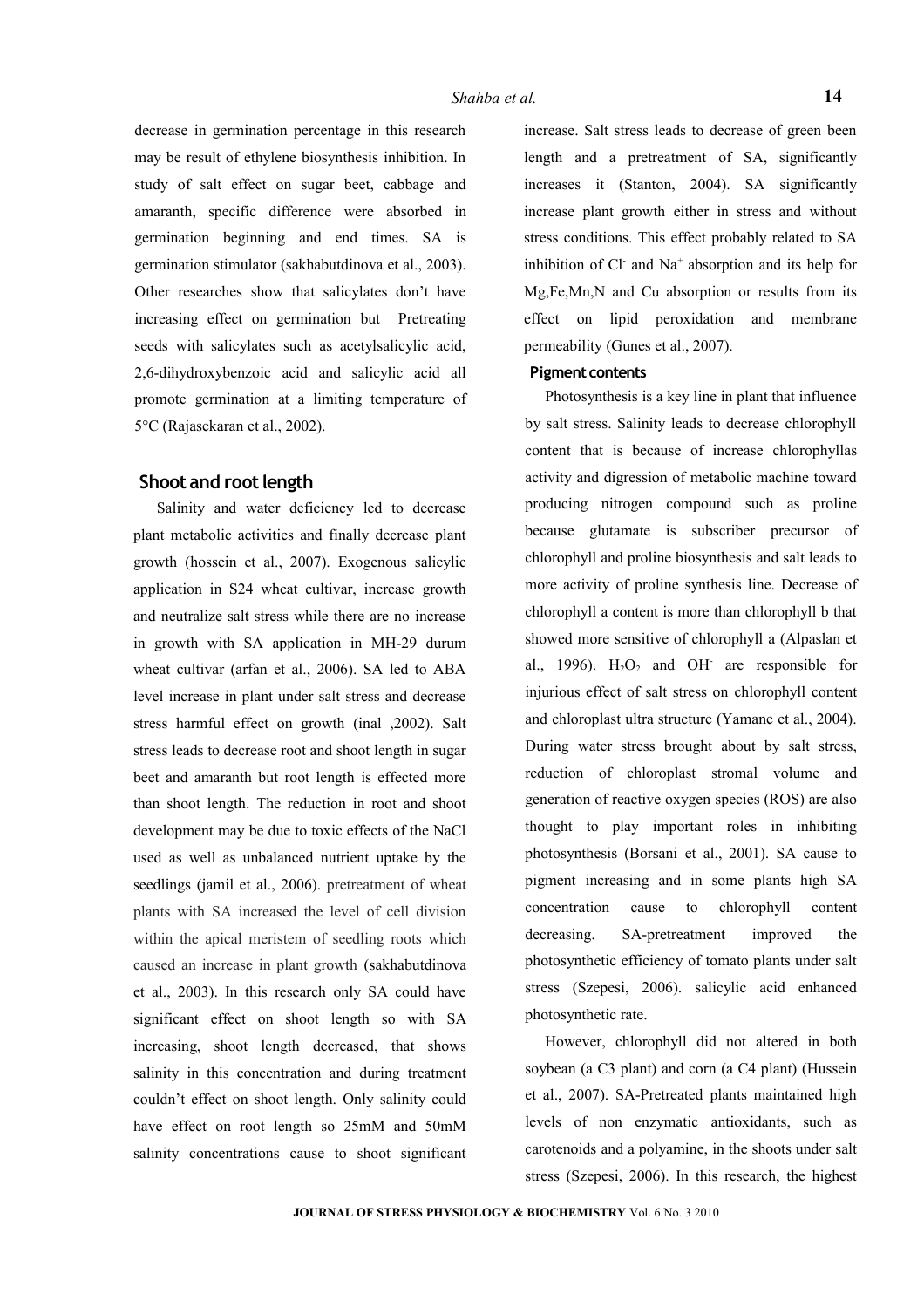decrease in germination percentage in this research may be result of ethylene biosynthesis inhibition. In study of salt effect on sugar beet, cabbage and amaranth, specific difference were absorbed in germination beginning and end times. SA is germination stimulator (sakhabutdinova et al., 2003). Other researches show that salicylates don't have increasing effect on germination but Pretreating seeds with salicylates such as acetylsalicylic acid, 2,6-dihydroxybenzoic acid and salicylic acid all promote germination at a limiting temperature of 5°C (Rajasekaran et al., 2002).

## Shoot and root length

Salinity and water deficiency led to decrease plant metabolic activities and finally decrease plant growth (hossein et al., 2007). Exogenous salicylic application in S24 wheat cultivar, increase growth and neutralize salt stress while there are no increase in growth with SA application in MH-29 durum wheat cultivar (arfan et al., 2006). SA led to ABA level increase in plant under salt stress and decrease stress harmful effect on growth (inal ,2002). Salt stress leads to decrease root and shoot length in sugar beet and amaranth but root length is effected more than shoot length. The reduction in root and shoot development may be due to toxic effects of the NaCl used as well as unbalanced nutrient uptake by the seedlings (jamil et al., 2006). pretreatment of wheat plants with SA increased the level of cell division within the apical meristem of seedling roots which caused an increase in plant growth (sakhabutdinova et al., 2003). In this research only SA could have significant effect on shoot length so with SA increasing, shoot length decreased, that shows salinity in this concentration and during treatment couldn't effect on shoot length. Only salinity could have effect on root length so 25mM and 50mM salinity concentrations cause to shoot significant increase. Salt stress leads to decrease of green been length and a pretreatment of SA, significantly increases it (Stanton, 2004). SA significantly increase plant growth either in stress and without stress conditions. This effect probably related to SA inhibition of $Cl^-$ and $Na^+$ absorption and its help for Mg,Fe,Mn,N and Cu absorption or results from its effect on lipid peroxidation and membrane permeability (Gunes et al., 2007).

### Pigment contents

Photosynthesis is a key line in plant that influence by salt stress. Salinity leads to decrease chlorophyll content that is because of increase chlorophyllas activity and digression of metabolic machine toward producing nitrogen compound such as proline because glutamate is subscriber precursor of chlorophyll and proline biosynthesis and salt leads to more activity of proline synthesis line. Decrease of chlorophyll a content is more than chlorophyll b that showed more sensitive of chlorophyll a (Alpaslan et al., 1996). $H_2O_2$ and $OH^-$ are responsible for injurious effect of salt stress on chlorophyll content and chloroplast ultra structure (Yamane et al., 2004). During water stress brought about by salt stress, reduction of chloroplast stromal volume and generation of reactive oxygen species (ROS) are also thought to play important roles in inhibiting photosynthesis (Borsani et al., 2001). SA cause to pigment increasing and in some plants high SA concentration cause to chlorophyll content decreasing. SA-pretreatment improved the photosynthetic efficiency of tomato plants under salt stress (Szepesi, 2006). salicylic acid enhanced photosynthetic rate.

However, chlorophyll did not altered in both soybean (a C3 plant) and corn (a C4 plant) (Hussein et al., 2007). SA-Pretreated plants maintained high levels of non enzymatic antioxidants, such as carotenoids and a polyamine, in the shoots under salt stress (Szepesi, 2006). In this research, the highest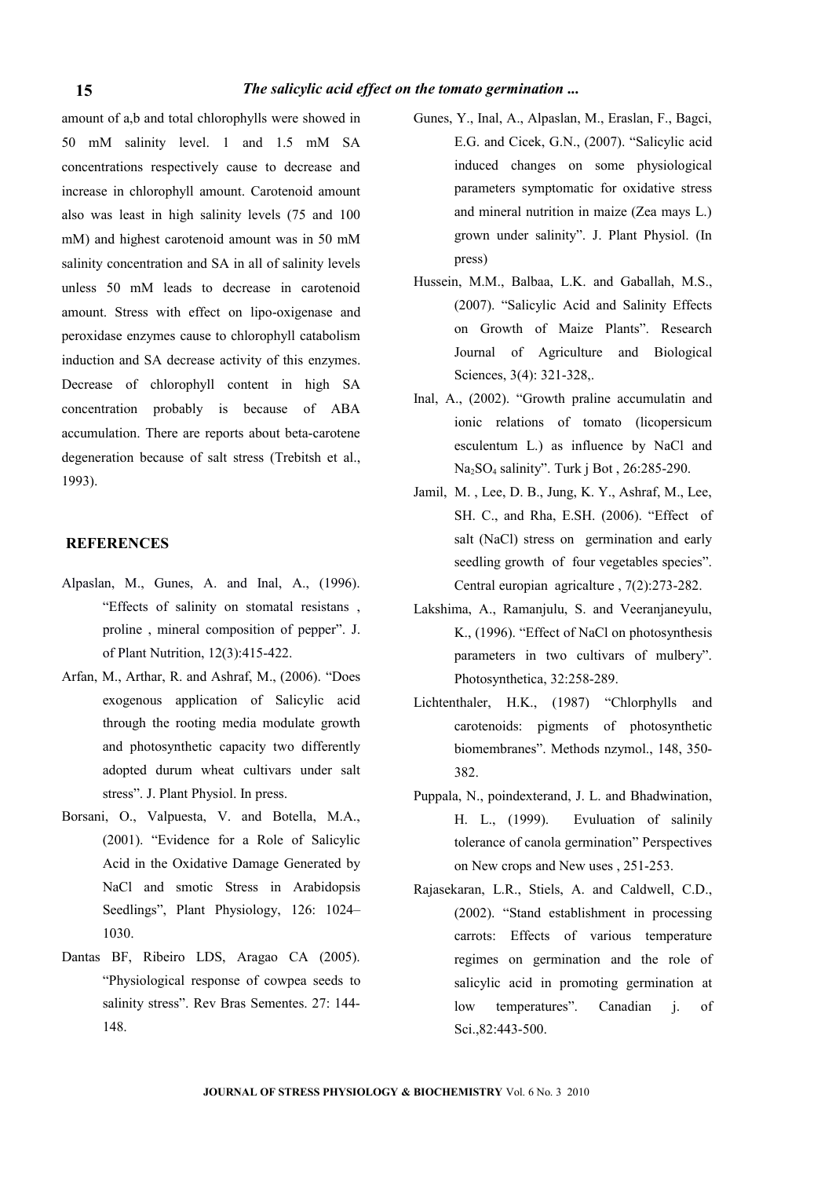amount of a,b and total chlorophylls were showed in 50 mM salinity level. 1 and 1.5 mM SA concentrations respectively cause to decrease and increase in chlorophyll amount. Carotenoid amount also was least in high salinity levels (75 and 100 mM) and highest carotenoid amount was in 50 mM salinity concentration and SA in all of salinity levels unless 50 mM leads to decrease in carotenoid amount. Stress with effect on lipo-oxigenase and peroxidase enzymes cause to chlorophyll catabolism induction and SA decrease activity of this enzymes. Decrease of chlorophyll content in high SA concentration probably is because of ABA accumulation. There are reports about beta-carotene degeneration because of salt stress (Trebitsh et al., 1993).

## REFERENCES

Alpaslan, M., Gunes, A. and Inal, A., (1996). "Effects of salinity on stomatal resistans , proline , mineral composition of pepper". J. of Plant Nutrition, 12(3):415-422.

Arfan, M., Arthar, R. and Ashraf, M., (2006). "Does exogenous application of Salicylic acid through the rooting media modulate growth and photosynthetic capacity two differently adopted durum wheat cultivars under salt stress". J. Plant Physiol. In press.

Borsani, O., Valpuesta, V. and Botella, M.A., (2001). "Evidence for a Role of Salicylic Acid in the Oxidative Damage Generated by NaCl and smotic Stress in Arabidopsis Seedlings", Plant Physiology, 126: 1024–1030.

Dantas BF, Ribeiro LDS, Aragao CA (2005). "Physiological response of cowpea seeds to salinity stress". Rev Bras Sementes. 27: 144-148.

Gunes, Y., Inal, A., Alpaslan, M., Eraslan, F., Bagci, E.G. and Cicek, G.N., (2007). "Salicylic acid induced changes on some physiological parameters symptomatic for oxidative stress and mineral nutrition in maize (Zea mays L.) grown under salinity". J. Plant Physiol. (In press)

Hussein, M.M., Balbaa, L.K. and Gaballah, M.S., (2007). "Salicylic Acid and Salinity Effects on Growth of Maize Plants". Research Journal of Agriculture and Biological Sciences, 3(4): 321-328,.

Inal, A., (2002). "Growth praline accumulatin and ionic relations of tomato (licopersicum esculentum L.) as influence by NaCl and $Na_2SO_4$ salinity". Turk j Bot , 26:285-290.

Jamil, M. , Lee, D. B., Jung, K. Y., Ashraf, M., Lee, SH. C., and Rha, E.SH. (2006). "Effect of salt (NaCl) stress on germination and early seedling growth of four vegetables species". Central europian agricalture , 7(2):273-282.

Lakshima, A., Ramanjulu, S. and Veeranjaneyulu, K., (1996). "Effect of NaCl on photosynthesis parameters in two cultivars of mulbery". Photosynthetica, 32:258-289.

Lichtenthaler, H.K., (1987) "Chlorphylls and carotenoids: pigments of photosynthetic biomembranes". Methods nzymol., 148, 350-382.

Puppala, N., poindexterand, J. L. and Bhadwination, H. L., (1999). Evuluation of salinily tolerance of canola germination" Perspectives on New crops and New uses , 251-253.

Rajasekaran, L.R., Stiels, A. and Caldwell, C.D., (2002). "Stand establishment in processing carrots: Effects of various temperature regimes on germination and the role of salicylic acid in promoting germination at low temperatures". Canadian j. of Sci.,82:443-500.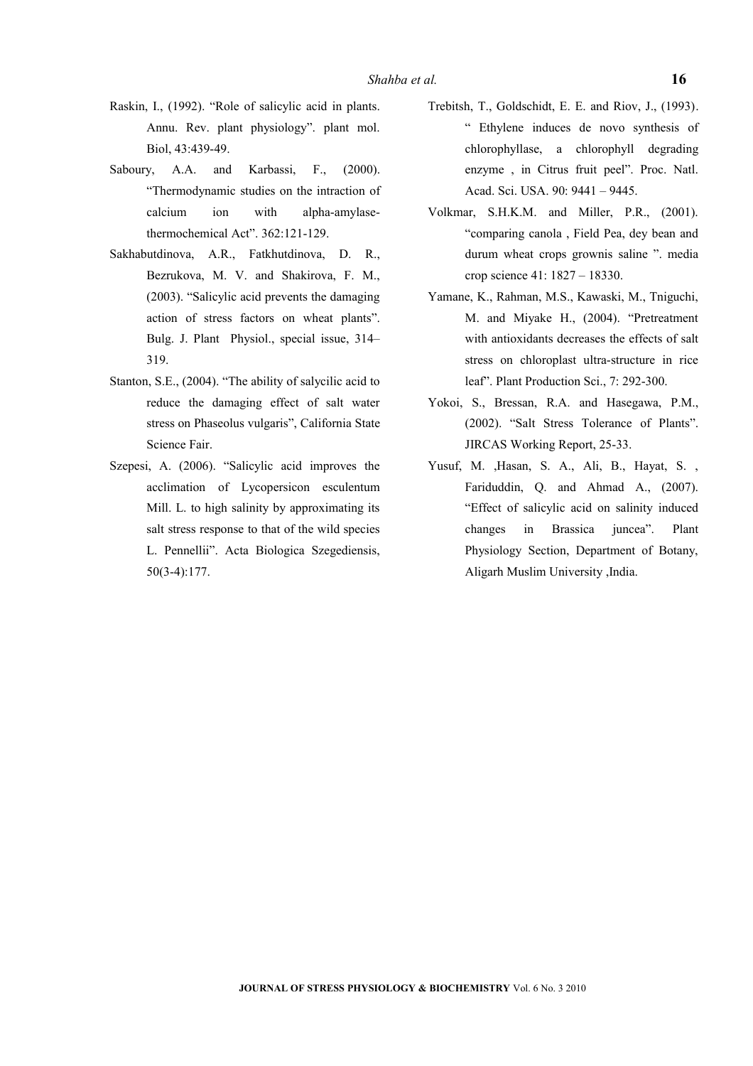Raskin, I., (1992). "Role of salicylic acid in plants. Annu. Rev. plant physiology". plant mol. Biol, 43:439-49.

Saboury, A.A. and Karbassi, F., (2000). "Thermodynamic studies on the intraction of calcium ion with alpha-amylase-thermochemical Act". 362:121-129.

Sakhabutdinova, A.R., Fatkhutdinova, D. R., Bezrukova, M. V. and Shakirova, F. M., (2003). "Salicylic acid prevents the damaging action of stress factors on wheat plants". Bulg. J. Plant Physiol., special issue, 314–319.

Stanton, S.E., (2004). "The ability of salycilic acid to reduce the damaging effect of salt water stress on Phaseolus vulgaris", California State Science Fair.

Szepesi, A. (2006). "Salicylic acid improves the acclimation of Lycopersicon esculentum Mill. L. to high salinity by approximating its salt stress response to that of the wild species L. Pennellii". Acta Biologica Szegediensis, 50(3-4):177.

Trebitsh, T., Goldschidt, E. E. and Riov, J., (1993). " Ethylene induces de novo synthesis of chlorophyllase, a chlorophyll degrading enzyme , in Citrus fruit peel". Proc. Natl. Acad. Sci. USA. 90: 9441 – 9445.

Volkmar, S.H.K.M. and Miller, P.R., (2001). "comparing canola , Field Pea, dey bean and durum wheat crops grownis saline ". media crop science 41: 1827 – 18330.

Yamane, K., Rahman, M.S., Kawaski, M., Tniguchi, M. and Miyake H., (2004). "Pretreatment with antioxidants decreases the effects of salt stress on chloroplast ultra-structure in rice leaf". Plant Production Sci., 7: 292-300.

Yokoi, S., Bressan, R.A. and Hasegawa, P.M., (2002). "Salt Stress Tolerance of Plants". JIRCAS Working Report, 25-33.

Yusuf, M. ,Hasan, S. A., Ali, B., Hayat, S. , Fariduddin, Q. and Ahmad A., (2007). "Effect of salicylic acid on salinity induced changes in Brassica juncea". Plant Physiology Section, Department of Botany, Aligarh Muslim University ,India.